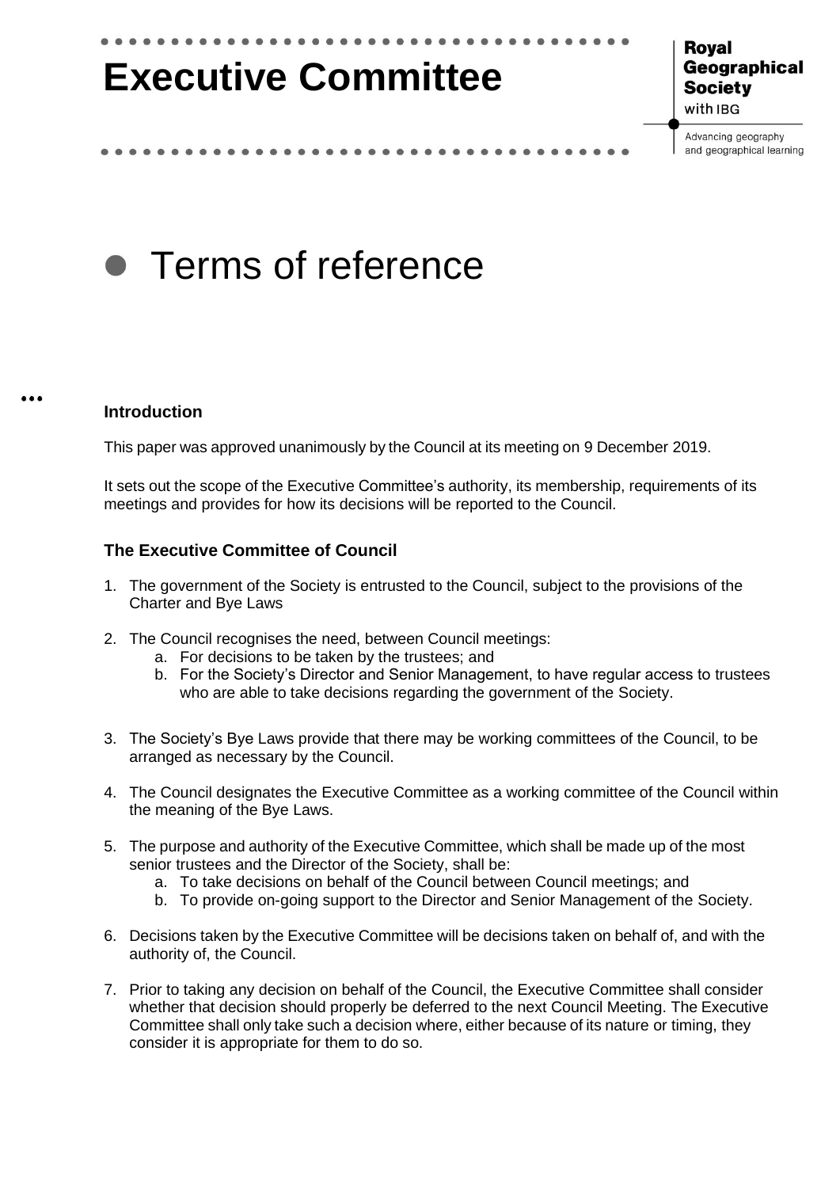# Executive Committee

Royal Geographical Society with IBG

Advancing geography and geographical learning

## Terms of reference

### Introduction

This paper was approved unanimously by the Council at its meeting on 9 December 2019.

It sets out the scope of the Executive Committee's authority, its membership, requirements of its meetings and provides for how its decisions will be reported to the Council.

### The Executive Committee of Council

1. The government of the Society is entrusted to the Council, subject to the provisions of the Charter and Bye Laws

2. The Council recognises the need, between Council meetings:
    a. For decisions to be taken by the trustees; and
    b. For the Society's Director and Senior Management, to have regular access to trustees who are able to take decisions regarding the government of the Society.

3. The Society's Bye Laws provide that there may be working committees of the Council, to be arranged as necessary by the Council.

4. The Council designates the Executive Committee as a working committee of the Council within the meaning of the Bye Laws.

5. The purpose and authority of the Executive Committee, which shall be made up of the most senior trustees and the Director of the Society, shall be:
    a. To take decisions on behalf of the Council between Council meetings; and
    b. To provide on-going support to the Director and Senior Management of the Society.

6. Decisions taken by the Executive Committee will be decisions taken on behalf of, and with the authority of, the Council.

7. Prior to taking any decision on behalf of the Council, the Executive Committee shall consider whether that decision should properly be deferred to the next Council Meeting. The Executive Committee shall only take such a decision where, either because of its nature or timing, they consider it is appropriate for them to do so.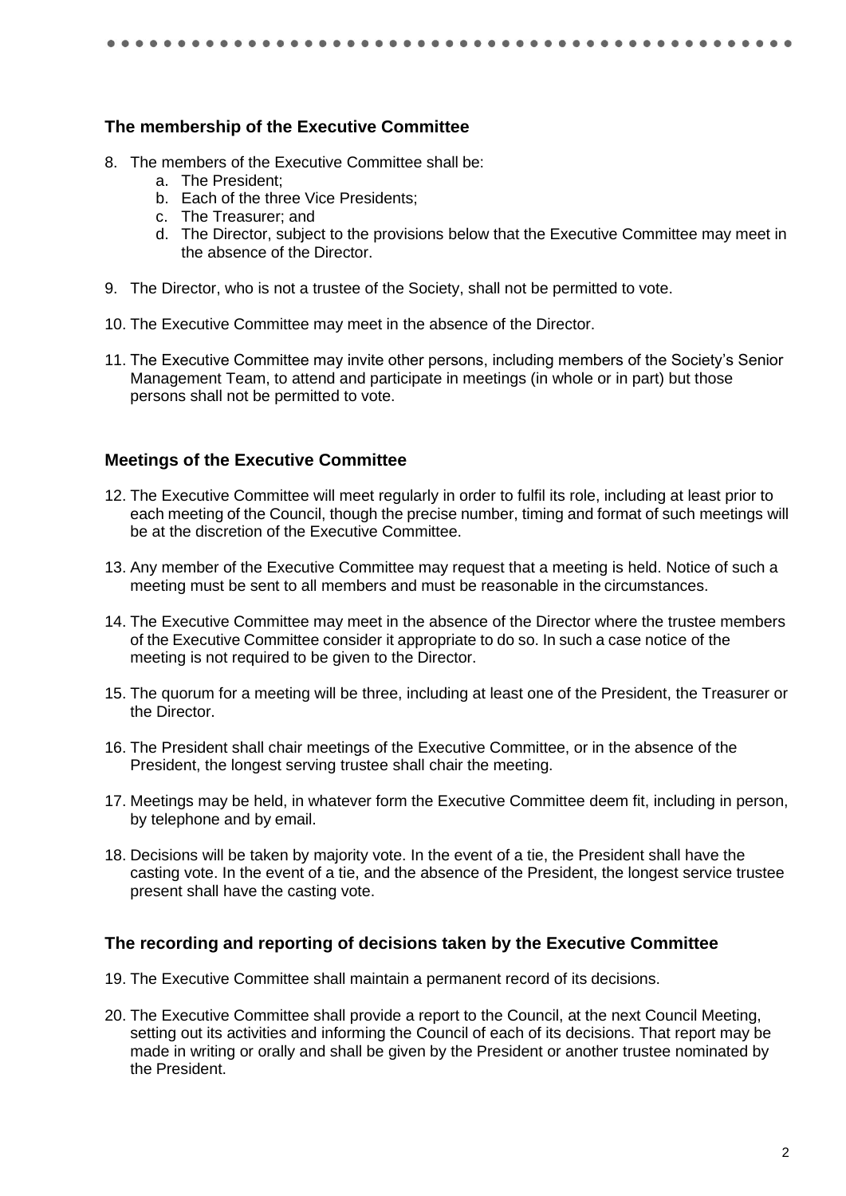## The membership of the Executive Committee

8. The members of the Executive Committee shall be:
   a. The President;
   b. Each of the three Vice Presidents;
   c. The Treasurer; and
   d. The Director, subject to the provisions below that the Executive Committee may meet in the absence of the Director.

9. The Director, who is not a trustee of the Society, shall not be permitted to vote.

10. The Executive Committee may meet in the absence of the Director.

11. The Executive Committee may invite other persons, including members of the Society's Senior Management Team, to attend and participate in meetings (in whole or in part) but those persons shall not be permitted to vote.

## Meetings of the Executive Committee

12. The Executive Committee will meet regularly in order to fulfil its role, including at least prior to each meeting of the Council, though the precise number, timing and format of such meetings will be at the discretion of the Executive Committee.

13. Any member of the Executive Committee may request that a meeting is held. Notice of such a meeting must be sent to all members and must be reasonable in the circumstances.

14. The Executive Committee may meet in the absence of the Director where the trustee members of the Executive Committee consider it appropriate to do so. In such a case notice of the meeting is not required to be given to the Director.

15. The quorum for a meeting will be three, including at least one of the President, the Treasurer or the Director.

16. The President shall chair meetings of the Executive Committee, or in the absence of the President, the longest serving trustee shall chair the meeting.

17. Meetings may be held, in whatever form the Executive Committee deem fit, including in person, by telephone and by email.

18. Decisions will be taken by majority vote. In the event of a tie, the President shall have the casting vote. In the event of a tie, and the absence of the President, the longest service trustee present shall have the casting vote.

## The recording and reporting of decisions taken by the Executive Committee

19. The Executive Committee shall maintain a permanent record of its decisions.

20. The Executive Committee shall provide a report to the Council, at the next Council Meeting, setting out its activities and informing the Council of each of its decisions. That report may be made in writing or orally and shall be given by the President or another trustee nominated by the President.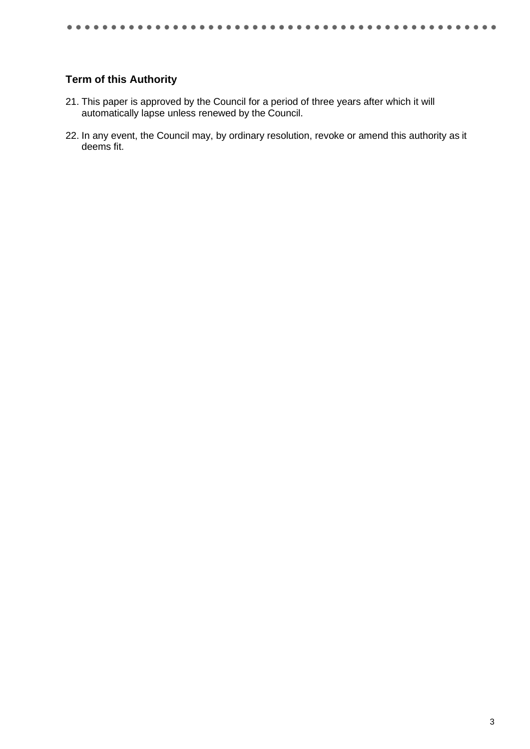## Term of this Authority

21. This paper is approved by the Council for a period of three years after which it will automatically lapse unless renewed by the Council.

22. In any event, the Council may, by ordinary resolution, revoke or amend this authority as it deems fit.